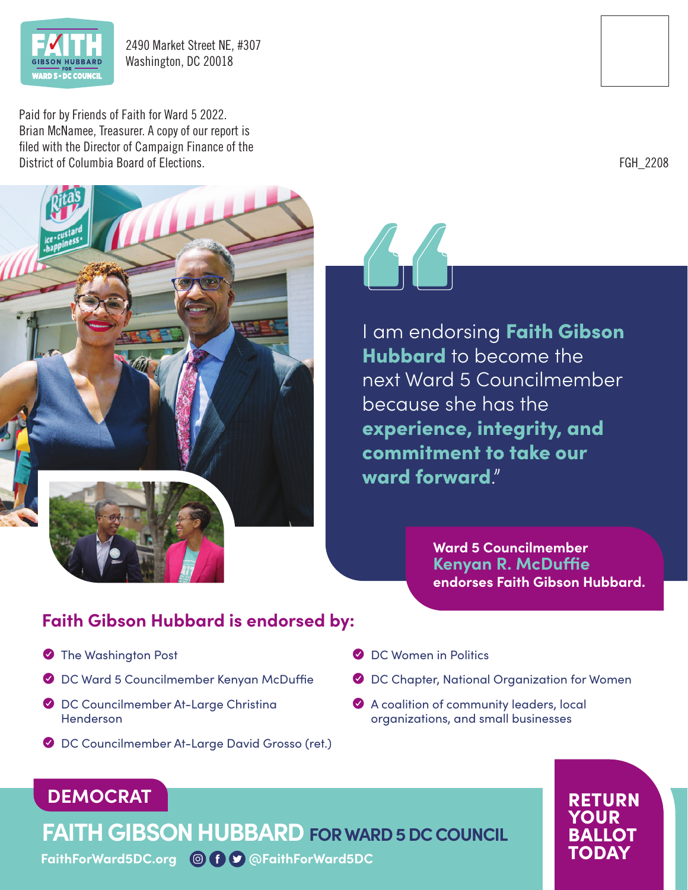FAITH GIBSON HUBBARD FOR WARD 5 • DC COUNCIL

2490 Market Street NE, #307
Washington, DC 20018

Paid for by Friends of Faith for Ward 5 2022. Brian McNamee, Treasurer. A copy of our report is filed with the Director of Campaign Finance of the District of Columbia Board of Elections.

FGH_2208

> I am endorsing **Faith Gibson Hubbard** to become the next Ward 5 Councilmember because she has the **experience, integrity, and commitment to take our ward forward**."

**Ward 5 Councilmember Kenyan R. McDuffie endorses Faith Gibson Hubbard.**

## Faith Gibson Hubbard is endorsed by:

- The Washington Post
- DC Ward 5 Councilmember Kenyan McDuffie
- DC Councilmember At-Large Christina Henderson
- DC Councilmember At-Large David Grosso (ret.)
- DC Women in Politics
- DC Chapter, National Organization for Women
- A coalition of community leaders, local organizations, and small businesses

**DEMOCRAT**

# FAITH GIBSON HUBBARD FOR WARD 5 DC COUNCIL

FaithForWard5DC.org @FaithForWard5DC

**RETURN YOUR BALLOT TODAY**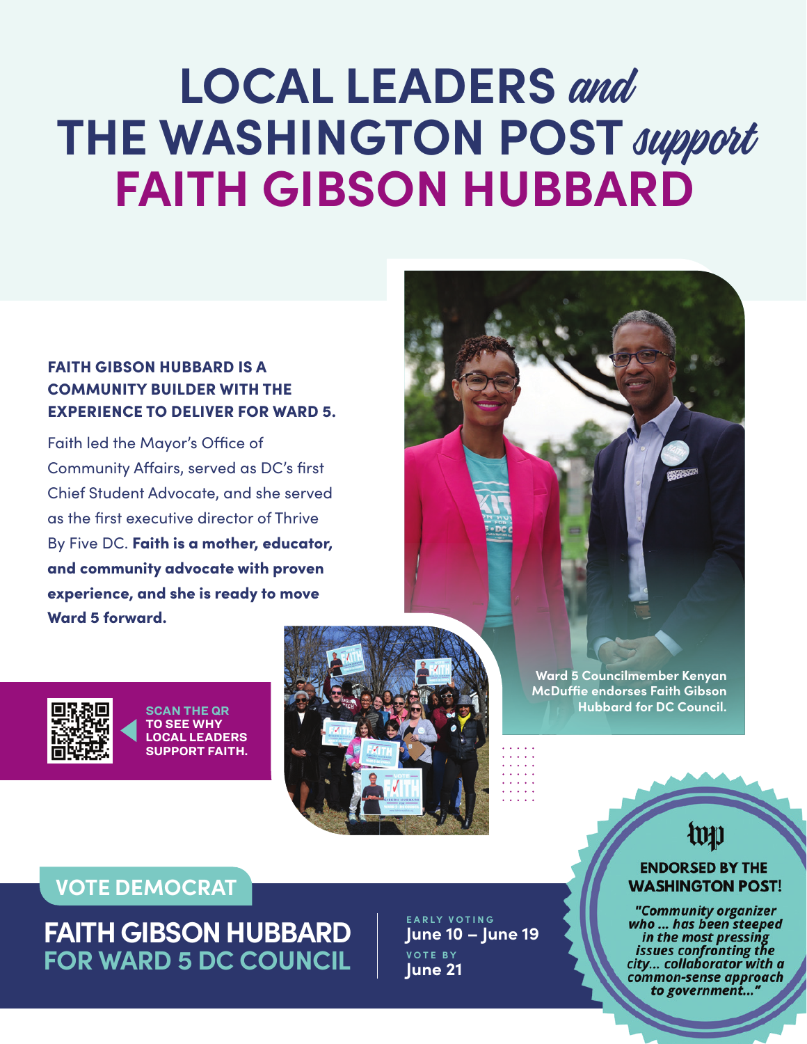# LOCAL LEADERS *and* THE WASHINGTON POST *support* FAITH GIBSON HUBBARD

**FAITH GIBSON HUBBARD IS A COMMUNITY BUILDER WITH THE EXPERIENCE TO DELIVER FOR WARD 5.**

Faith led the Mayor's Office of Community Affairs, served as DC's first Chief Student Advocate, and she served as the first executive director of Thrive By Five DC. **Faith is a mother, educator, and community advocate with proven experience, and she is ready to move Ward 5 forward.**

**SCAN THE QR TO SEE WHY LOCAL LEADERS SUPPORT FAITH.**

**Ward 5 Councilmember Kenyan McDuffie endorses Faith Gibson Hubbard for DC Council.**

**ENDORSED BY THE WASHINGTON POST!**

*"Community organizer who ... has been steeped in the most pressing issues confronting the city... collaborator with a common-sense approach to government..."*

## VOTE DEMOCRAT

## FAITH GIBSON HUBBARD FOR WARD 5 DC COUNCIL

EARLY VOTING
**June 10 – June 19**

VOTE BY
**June 21**